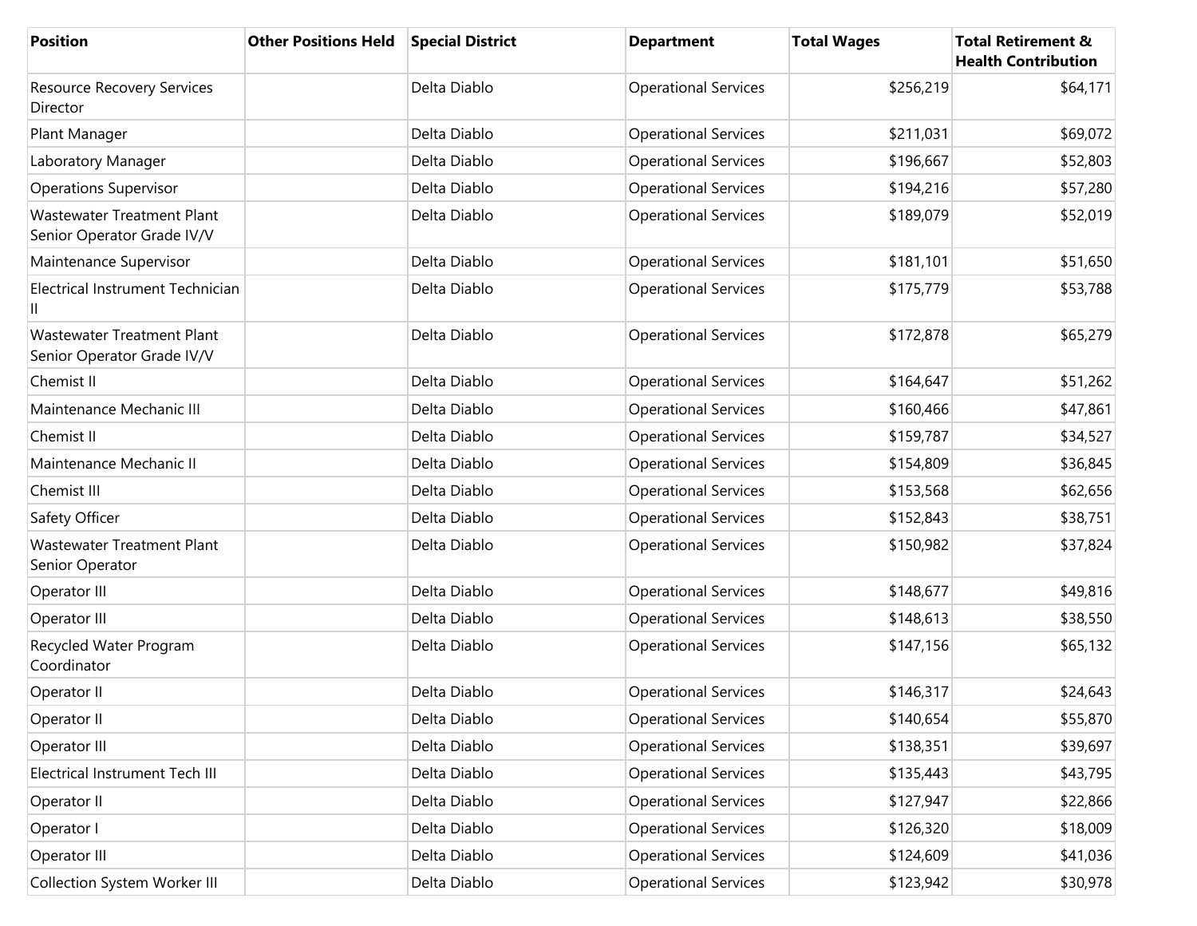| Position | Other Positions Held | Special District | Department | Total Wages | Total Retirement & Health Contribution |
|---|---|---|---|---|---|
| Resource Recovery Services Director | | Delta Diablo | Operational Services | $256,219 | $64,171 |
| Plant Manager | | Delta Diablo | Operational Services | $211,031 | $69,072 |
| Laboratory Manager | | Delta Diablo | Operational Services | $196,667 | $52,803 |
| Operations Supervisor | | Delta Diablo | Operational Services | $194,216 | $57,280 |
| Wastewater Treatment Plant Senior Operator Grade IV/V | | Delta Diablo | Operational Services | $189,079 | $52,019 |
| Maintenance Supervisor | | Delta Diablo | Operational Services | $181,101 | $51,650 |
| Electrical Instrument Technician II | | Delta Diablo | Operational Services | $175,779 | $53,788 |
| Wastewater Treatment Plant Senior Operator Grade IV/V | | Delta Diablo | Operational Services | $172,878 | $65,279 |
| Chemist II | | Delta Diablo | Operational Services | $164,647 | $51,262 |
| Maintenance Mechanic III | | Delta Diablo | Operational Services | $160,466 | $47,861 |
| Chemist II | | Delta Diablo | Operational Services | $159,787 | $34,527 |
| Maintenance Mechanic II | | Delta Diablo | Operational Services | $154,809 | $36,845 |
| Chemist III | | Delta Diablo | Operational Services | $153,568 | $62,656 |
| Safety Officer | | Delta Diablo | Operational Services | $152,843 | $38,751 |
| Wastewater Treatment Plant Senior Operator | | Delta Diablo | Operational Services | $150,982 | $37,824 |
| Operator III | | Delta Diablo | Operational Services | $148,677 | $49,816 |
| Operator III | | Delta Diablo | Operational Services | $148,613 | $38,550 |
| Recycled Water Program Coordinator | | Delta Diablo | Operational Services | $147,156 | $65,132 |
| Operator II | | Delta Diablo | Operational Services | $146,317 | $24,643 |
| Operator II | | Delta Diablo | Operational Services | $140,654 | $55,870 |
| Operator III | | Delta Diablo | Operational Services | $138,351 | $39,697 |
| Electrical Instrument Tech III | | Delta Diablo | Operational Services | $135,443 | $43,795 |
| Operator II | | Delta Diablo | Operational Services | $127,947 | $22,866 |
| Operator I | | Delta Diablo | Operational Services | $126,320 | $18,009 |
| Operator III | | Delta Diablo | Operational Services | $124,609 | $41,036 |
| Collection System Worker III | | Delta Diablo | Operational Services | $123,942 | $30,978 |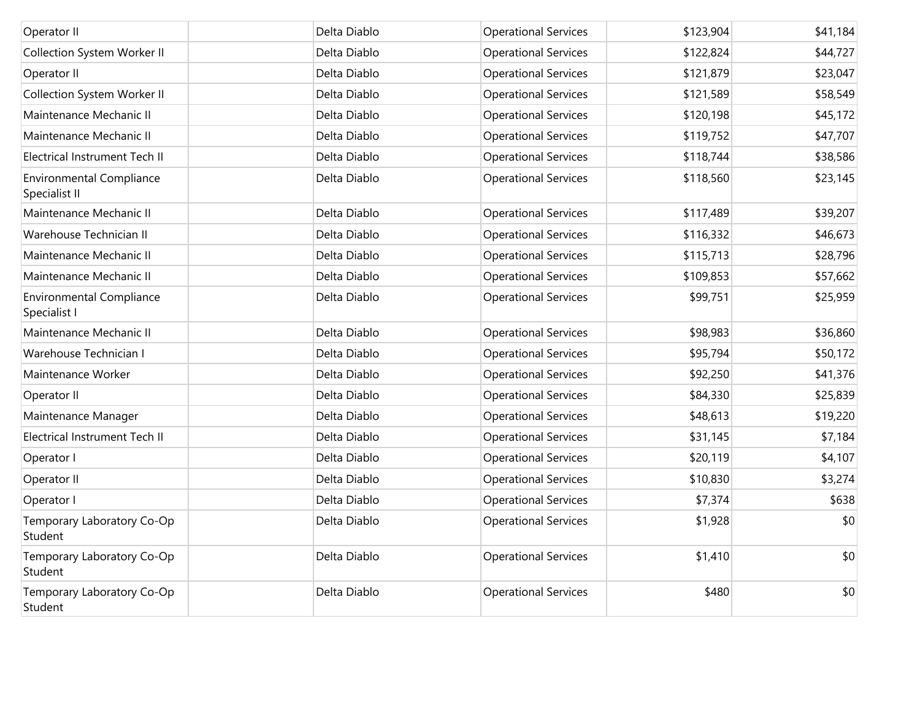| | | | | | |
|---|---|---|---|---|---|
| Operator II | | Delta Diablo | Operational Services | $123,904 | $41,184 |
| Collection System Worker II | | Delta Diablo | Operational Services | $122,824 | $44,727 |
| Operator II | | Delta Diablo | Operational Services | $121,879 | $23,047 |
| Collection System Worker II | | Delta Diablo | Operational Services | $121,589 | $58,549 |
| Maintenance Mechanic II | | Delta Diablo | Operational Services | $120,198 | $45,172 |
| Maintenance Mechanic II | | Delta Diablo | Operational Services | $119,752 | $47,707 |
| Electrical Instrument Tech II | | Delta Diablo | Operational Services | $118,744 | $38,586 |
| Environmental Compliance Specialist II | | Delta Diablo | Operational Services | $118,560 | $23,145 |
| Maintenance Mechanic II | | Delta Diablo | Operational Services | $117,489 | $39,207 |
| Warehouse Technician II | | Delta Diablo | Operational Services | $116,332 | $46,673 |
| Maintenance Mechanic II | | Delta Diablo | Operational Services | $115,713 | $28,796 |
| Maintenance Mechanic II | | Delta Diablo | Operational Services | $109,853 | $57,662 |
| Environmental Compliance Specialist I | | Delta Diablo | Operational Services | $99,751 | $25,959 |
| Maintenance Mechanic II | | Delta Diablo | Operational Services | $98,983 | $36,860 |
| Warehouse Technician I | | Delta Diablo | Operational Services | $95,794 | $50,172 |
| Maintenance Worker | | Delta Diablo | Operational Services | $92,250 | $41,376 |
| Operator II | | Delta Diablo | Operational Services | $84,330 | $25,839 |
| Maintenance Manager | | Delta Diablo | Operational Services | $48,613 | $19,220 |
| Electrical Instrument Tech II | | Delta Diablo | Operational Services | $31,145 | $7,184 |
| Operator I | | Delta Diablo | Operational Services | $20,119 | $4,107 |
| Operator II | | Delta Diablo | Operational Services | $10,830 | $3,274 |
| Operator I | | Delta Diablo | Operational Services | $7,374 | $638 |
| Temporary Laboratory Co-Op Student | | Delta Diablo | Operational Services | $1,928 | $0 |
| Temporary Laboratory Co-Op Student | | Delta Diablo | Operational Services | $1,410 | $0 |
| Temporary Laboratory Co-Op Student | | Delta Diablo | Operational Services | $480 | $0 |